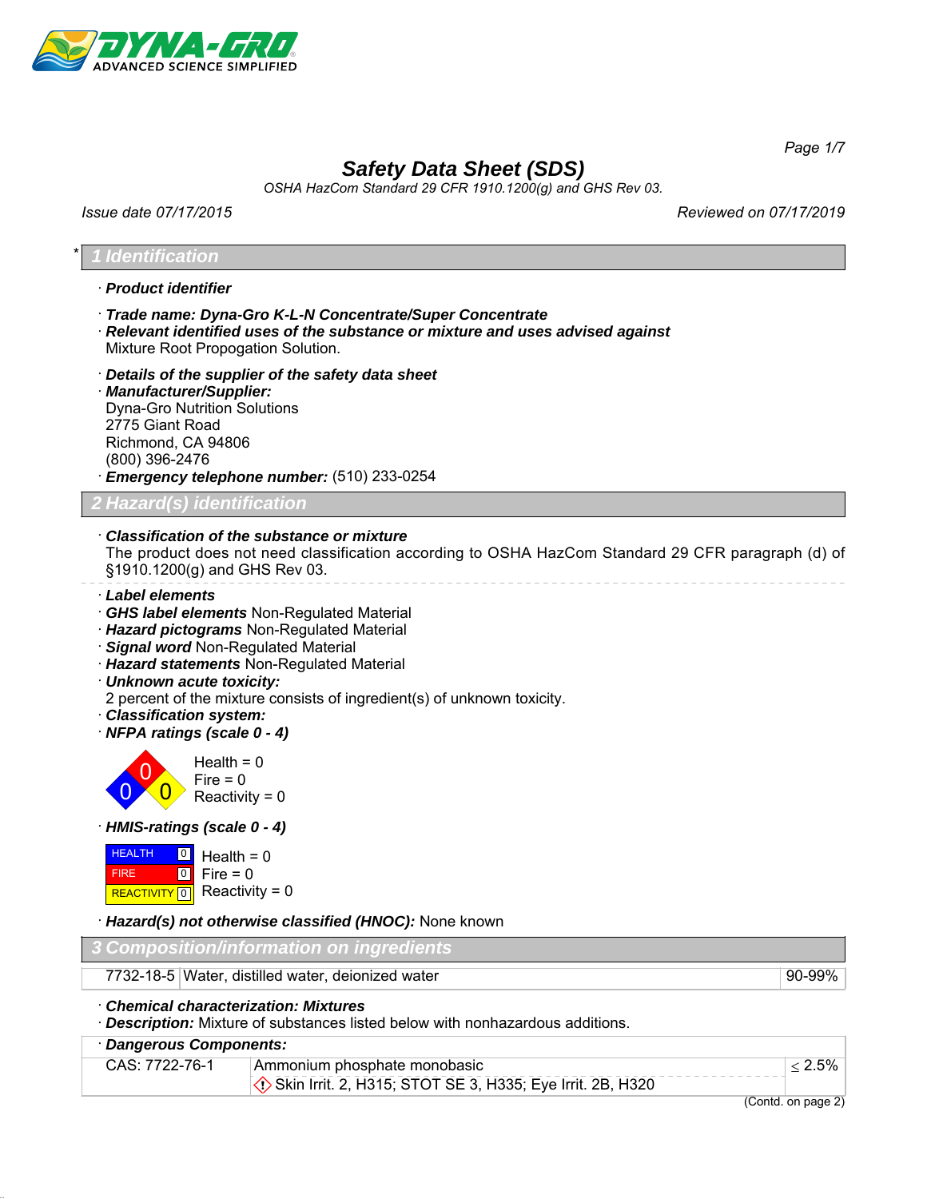# *Safety Data Sheet (SDS)*

*OSHA HazCom Standard 29 CFR 1910.1200(g) and GHS Rev 03.*

*Issue date 07/17/2015* | *Reviewed on 07/17/2019*

## * 1 Identification

· ***Product identifier***

· ***Trade name: Dyna-Gro K-L-N Concentrate/Super Concentrate***
· ***Relevant identified uses of the substance or mixture and uses advised against***
Mixture Root Propogation Solution.

· ***Details of the supplier of the safety data sheet***
· ***Manufacturer/Supplier:***
Dyna-Gro Nutrition Solutions
2775 Giant Road
Richmond, CA 94806
(800) 396-2476
· ***Emergency telephone number:*** (510) 233-0254

## 2 Hazard(s) identification

· ***Classification of the substance or mixture***
The product does not need classification according to OSHA HazCom Standard 29 CFR paragraph (d) of §1910.1200(g) and GHS Rev 03.

· ***Label elements***
· ***GHS label elements*** Non-Regulated Material
· ***Hazard pictograms*** Non-Regulated Material
· ***Signal word*** Non-Regulated Material
· ***Hazard statements*** Non-Regulated Material
· ***Unknown acute toxicity:***
2 percent of the mixture consists of ingredient(s) of unknown toxicity.
· ***Classification system:***
· ***NFPA ratings (scale 0 - 4)***

Health = 0
Fire = 0
Reactivity = 0

· ***HMIS-ratings (scale 0 - 4)***

| | |
|---|---|
| HEALTH | 0 |
| FIRE | 0 |
| REACTIVITY | 0 |

Health = 0
Fire = 0
Reactivity = 0

· ***Hazard(s) not otherwise classified (HNOC):*** None known

## 3 Composition/information on ingredients

| 7732-18-5 | Water, distilled water, deionized water | 90-99% |
|---|---|---|

· ***Chemical characterization: Mixtures***
· ***Description:*** Mixture of substances listed below with nonhazardous additions.

· ***Dangerous Components:***

| CAS: 7722-76-1 | Ammonium phosphate monobasic<br>Skin Irrit. 2, H315; STOT SE 3, H335; Eye Irrit. 2B, H320 | ≤ 2.5% |
|---|---|---|

(Contd. on page 2)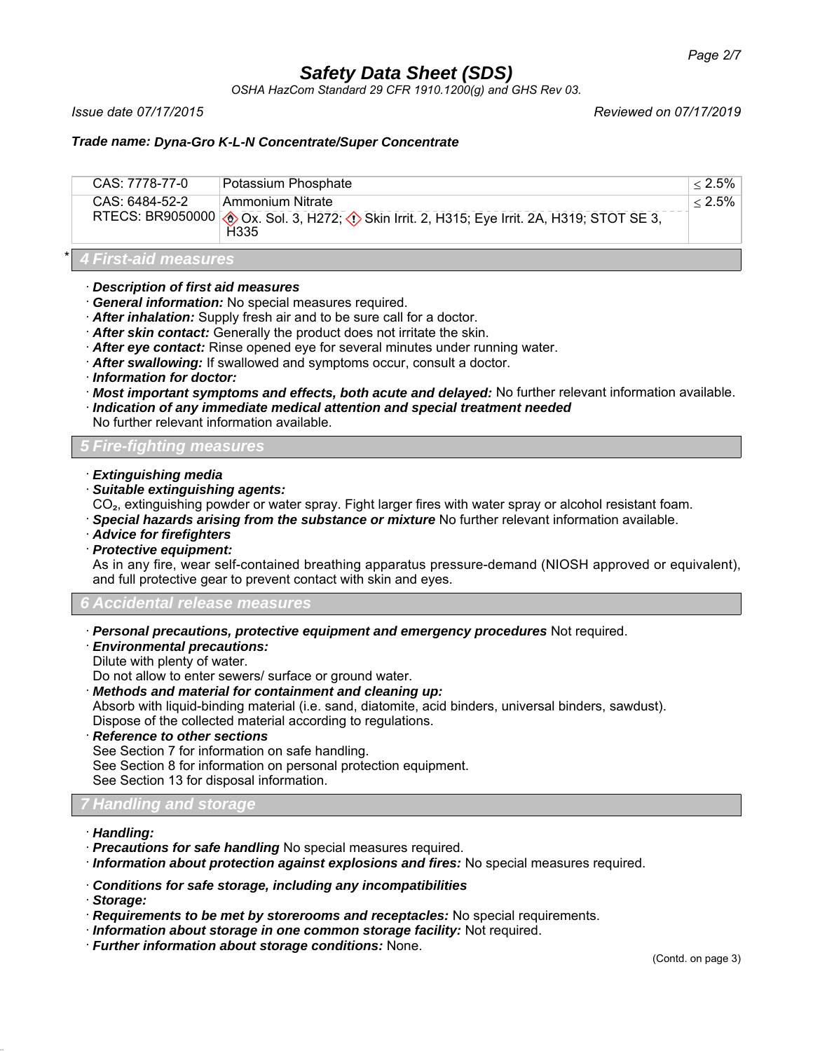# Safety Data Sheet (SDS)

*OSHA HazCom Standard 29 CFR 1910.1200(g) and GHS Rev 03.*

*Issue date 07/17/2015* *Reviewed on 07/17/2019*

**Trade name: Dyna-Gro K-L-N Concentrate/Super Concentrate**

| | | |
|---|---|---|
| CAS: 7778-77-0 | Potassium Phosphate | ≤ 2.5% |
| CAS: 6484-52-2<br>RTECS: BR9050000 | Ammonium Nitrate<br>Ox. Sol. 3, H272; Skin Irrit. 2, H315; Eye Irrit. 2A, H319; STOT SE 3, H335 | ≤ 2.5% |

## * 4 First-aid measures

- ***Description of first aid measures***
- ***General information:*** No special measures required.
- ***After inhalation:*** Supply fresh air and to be sure call for a doctor.
- ***After skin contact:*** Generally the product does not irritate the skin.
- ***After eye contact:*** Rinse opened eye for several minutes under running water.
- ***After swallowing:*** If swallowed and symptoms occur, consult a doctor.
- ***Information for doctor:***
- ***Most important symptoms and effects, both acute and delayed:*** No further relevant information available.
- ***Indication of any immediate medical attention and special treatment needed***
  No further relevant information available.

## 5 Fire-fighting measures

- ***Extinguishing media***
- ***Suitable extinguishing agents:***
  $CO_2$, extinguishing powder or water spray. Fight larger fires with water spray or alcohol resistant foam.
- ***Special hazards arising from the substance or mixture*** No further relevant information available.
- ***Advice for firefighters***
- ***Protective equipment:***
  As in any fire, wear self-contained breathing apparatus pressure-demand (NIOSH approved or equivalent), and full protective gear to prevent contact with skin and eyes.

## 6 Accidental release measures

- ***Personal precautions, protective equipment and emergency procedures*** Not required.
- ***Environmental precautions:***
  Dilute with plenty of water.
  Do not allow to enter sewers/ surface or ground water.
- ***Methods and material for containment and cleaning up:***
  Absorb with liquid-binding material (i.e. sand, diatomite, acid binders, universal binders, sawdust).
  Dispose of the collected material according to regulations.
- ***Reference to other sections***
  See Section 7 for information on safe handling.
  See Section 8 for information on personal protection equipment.
  See Section 13 for disposal information.

## 7 Handling and storage

- ***Handling:***
- ***Precautions for safe handling*** No special measures required.
- ***Information about protection against explosions and fires:*** No special measures required.

- ***Conditions for safe storage, including any incompatibilities***
- ***Storage:***
- ***Requirements to be met by storerooms and receptacles:*** No special requirements.
- ***Information about storage in one common storage facility:*** Not required.
- ***Further information about storage conditions:*** None.

(Contd. on page 3)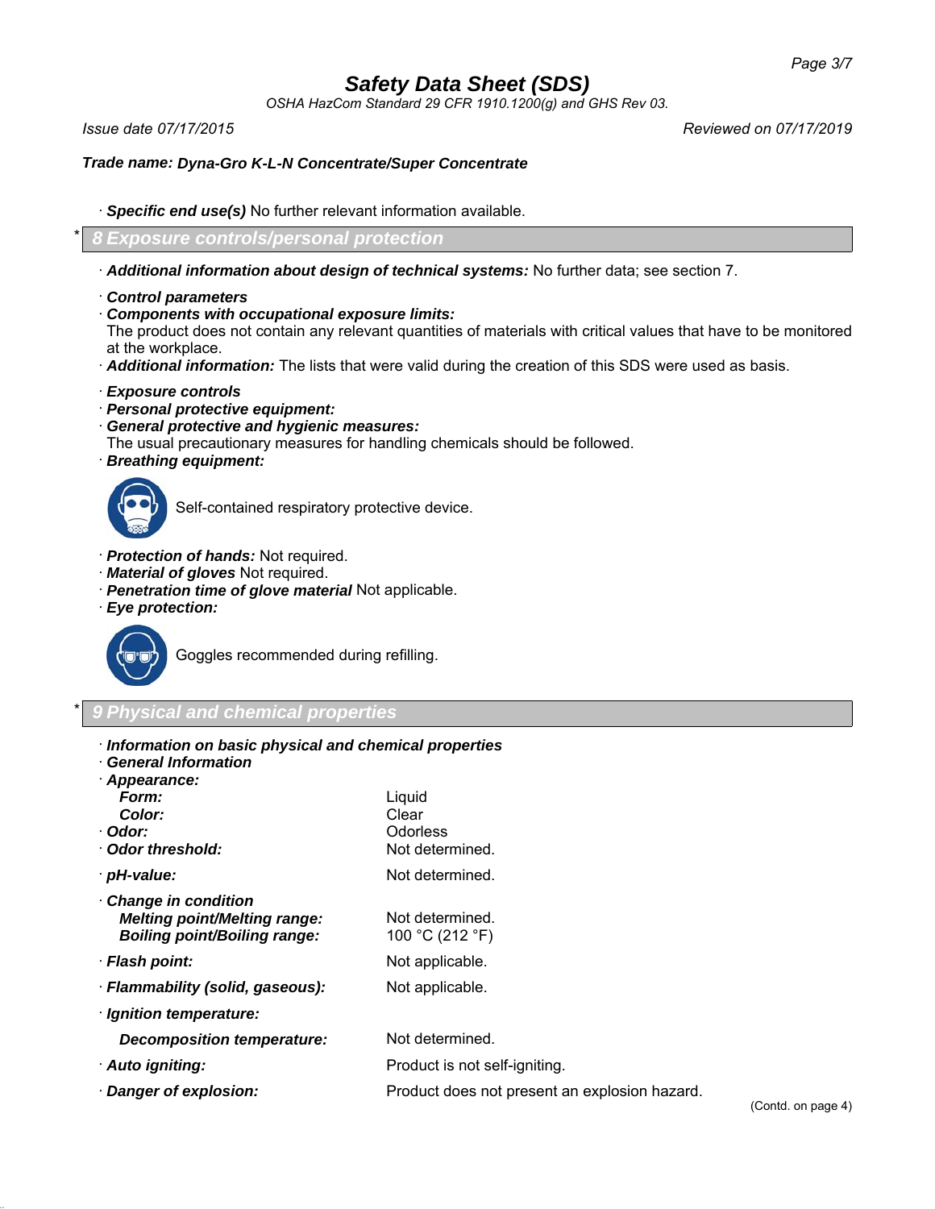Safety Data Sheet (SDS)

OSHA HazCom Standard 29 CFR 1910.1200(g) and GHS Rev 03.

Issue date 07/17/2015 Reviewed on 07/17/2019

**Trade name: Dyna-Gro K-L-N Concentrate/Super Concentrate**

· **Specific end use(s)** No further relevant information available.

## * 8 Exposure controls/personal protection

· **Additional information about design of technical systems:** No further data; see section 7.

· **Control parameters**
· **Components with occupational exposure limits:**
The product does not contain any relevant quantities of materials with critical values that have to be monitored at the workplace.
· **Additional information:** The lists that were valid during the creation of this SDS were used as basis.

· **Exposure controls**
· **Personal protective equipment:**
· **General protective and hygienic measures:**
The usual precautionary measures for handling chemicals should be followed.
· **Breathing equipment:**

Self-contained respiratory protective device.

· **Protection of hands:** Not required.
· **Material of gloves** Not required.
· **Penetration time of glove material** Not applicable.
· **Eye protection:**

Goggles recommended during refilling.

## * 9 Physical and chemical properties

· **Information on basic physical and chemical properties**
· **General Information**

| | |
|---|---|
| · **Appearance:** | |
| **Form:** | Liquid |
| **Color:** | Clear |
| · **Odor:** | Odorless |
| · **Odor threshold:** | Not determined. |
| · **pH-value:** | Not determined. |
| · **Change in condition** | |
| **Melting point/Melting range:** | Not determined. |
| **Boiling point/Boiling range:** | 100 °C (212 °F) |
| · **Flash point:** | Not applicable. |
| · **Flammability (solid, gaseous):** | Not applicable. |
| · **Ignition temperature:** | |
| **Decomposition temperature:** | Not determined. |
| · **Auto igniting:** | Product is not self-igniting. |
| · **Danger of explosion:** | Product does not present an explosion hazard. |

(Contd. on page 4)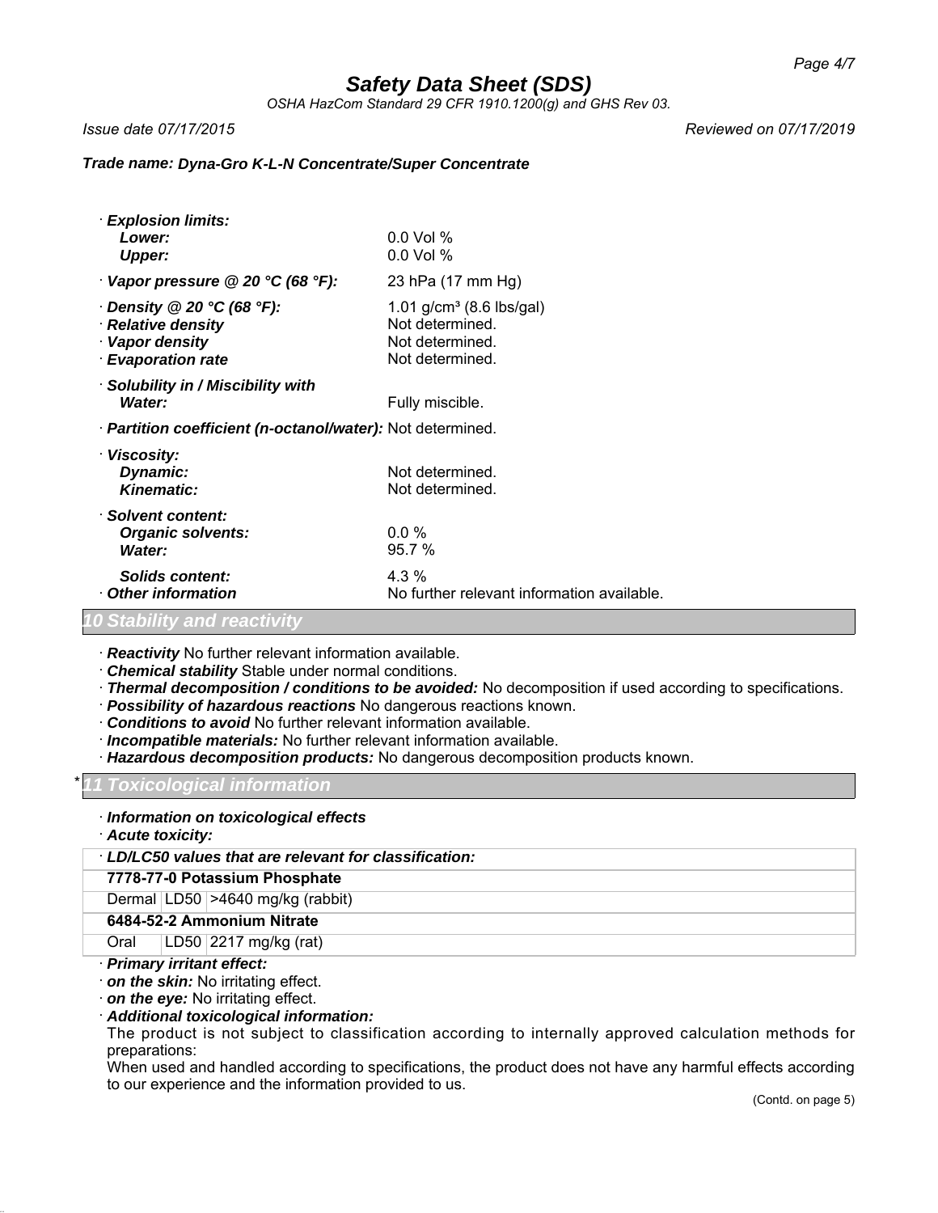· **Explosion limits:**
  **Lower:** 0.0 Vol %
  **Upper:** 0.0 Vol %

· **Vapor pressure @ 20 °C (68 °F):** 23 hPa (17 mm Hg)

· **Density @ 20 °C (68 °F):** 1.01 g/cm³ (8.6 lbs/gal)
· **Relative density** Not determined.
· **Vapor density** Not determined.
· **Evaporation rate** Not determined.

· **Solubility in / Miscibility with**
  **Water:** Fully miscible.

· **Partition coefficient (n-octanol/water):** Not determined.

· **Viscosity:**
  **Dynamic:** Not determined.
  **Kinematic:** Not determined.

· **Solvent content:**
  **Organic solvents:** 0.0 %
  **Water:** 95.7 %

  **Solids content:** 4.3 %
· **Other information** No further relevant information available.

## 10 Stability and reactivity

· **Reactivity** No further relevant information available.
· **Chemical stability** Stable under normal conditions.
· **Thermal decomposition / conditions to be avoided:** No decomposition if used according to specifications.
· **Possibility of hazardous reactions** No dangerous reactions known.
· **Conditions to avoid** No further relevant information available.
· **Incompatible materials:** No further relevant information available.
· **Hazardous decomposition products:** No dangerous decomposition products known.

## * 11 Toxicological information

· **Information on toxicological effects**
· **Acute toxicity:**

| · LD/LC50 values that are relevant for classification: | | |
|---|---|---|
| **7778-77-0 Potassium Phosphate** | | |
| Dermal | LD50 | >4640 mg/kg (rabbit) |
| **6484-52-2 Ammonium Nitrate** | | |
| Oral | LD50 | 2217 mg/kg (rat) |

· **Primary irritant effect:**
· **on the skin:** No irritating effect.
· **on the eye:** No irritating effect.
· **Additional toxicological information:**
The product is not subject to classification according to internally approved calculation methods for preparations:
When used and handled according to specifications, the product does not have any harmful effects according to our experience and the information provided to us.

(Contd. on page 5)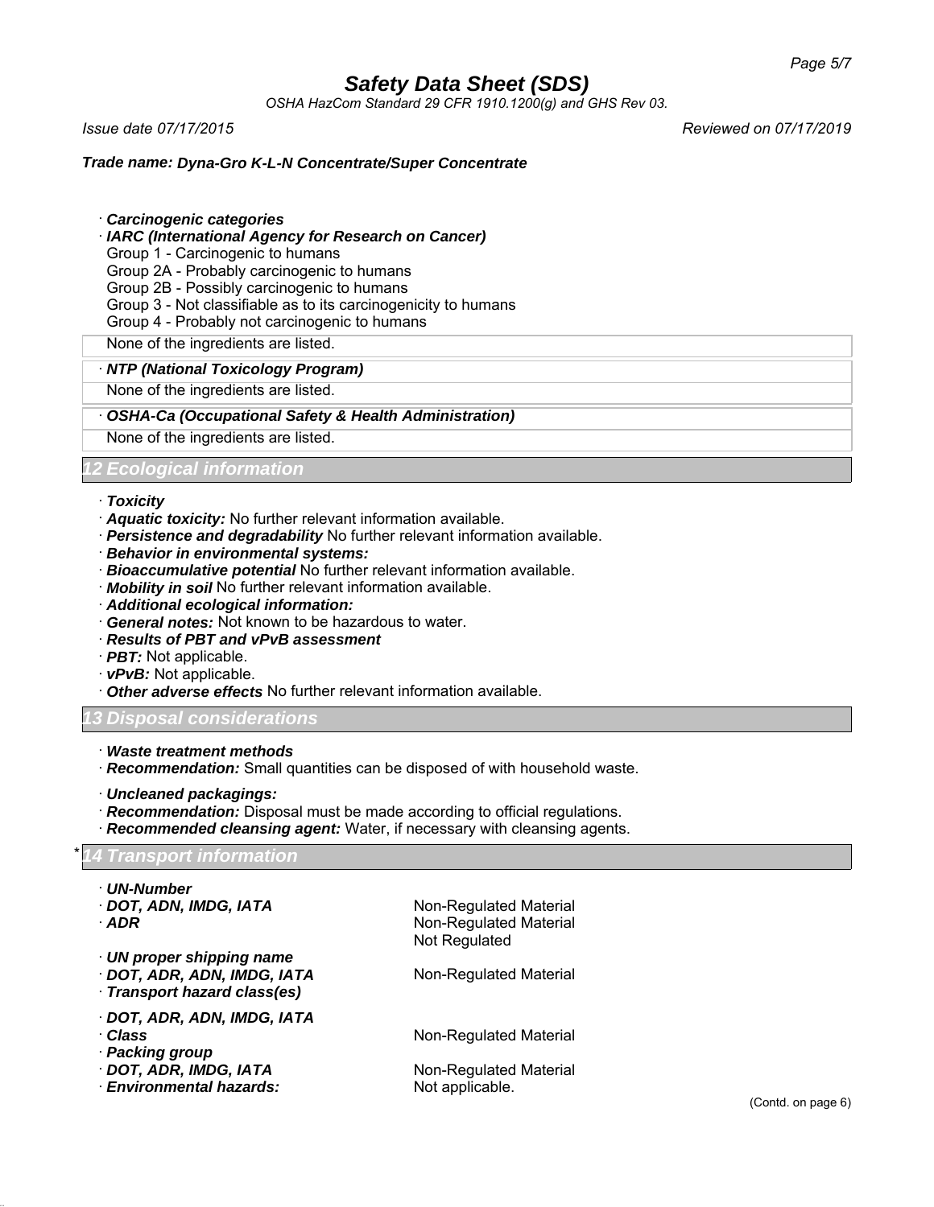· ***Carcinogenic categories***

· ***IARC (International Agency for Research on Cancer)***

Group 1 - Carcinogenic to humans
Group 2A - Probably carcinogenic to humans
Group 2B - Possibly carcinogenic to humans
Group 3 - Not classifiable as to its carcinogenicity to humans
Group 4 - Probably not carcinogenic to humans

None of the ingredients are listed.

· ***NTP (National Toxicology Program)***

None of the ingredients are listed.

· ***OSHA-Ca (Occupational Safety & Health Administration)***

None of the ingredients are listed.

## 12 Ecological information

· ***Toxicity***
· ***Aquatic toxicity:*** No further relevant information available.
· ***Persistence and degradability*** No further relevant information available.
· ***Behavior in environmental systems:***
· ***Bioaccumulative potential*** No further relevant information available.
· ***Mobility in soil*** No further relevant information available.
· ***Additional ecological information:***
· ***General notes:*** Not known to be hazardous to water.
· ***Results of PBT and vPvB assessment***
· ***PBT:*** Not applicable.
· ***vPvB:*** Not applicable.
· ***Other adverse effects*** No further relevant information available.

## 13 Disposal considerations

· ***Waste treatment methods***
· ***Recommendation:*** Small quantities can be disposed of with household waste.

· ***Uncleaned packagings:***
· ***Recommendation:*** Disposal must be made according to official regulations.
· ***Recommended cleansing agent:*** Water, if necessary with cleansing agents.

## * 14 Transport information

| | |
|---|---|
| · ***UN-Number*** | |
| · ***DOT, ADN, IMDG, IATA*** | Non-Regulated Material |
| · ***ADR*** | Non-Regulated Material<br>Not Regulated |
| · ***UN proper shipping name*** | |
| · ***DOT, ADR, ADN, IMDG, IATA*** | Non-Regulated Material |
| · ***Transport hazard class(es)*** | |
| · ***DOT, ADR, ADN, IMDG, IATA*** | |
| · ***Class*** | Non-Regulated Material |
| · ***Packing group*** | |
| · ***DOT, ADR, IMDG, IATA*** | Non-Regulated Material |
| · ***Environmental hazards:*** | Not applicable. |

(Contd. on page 6)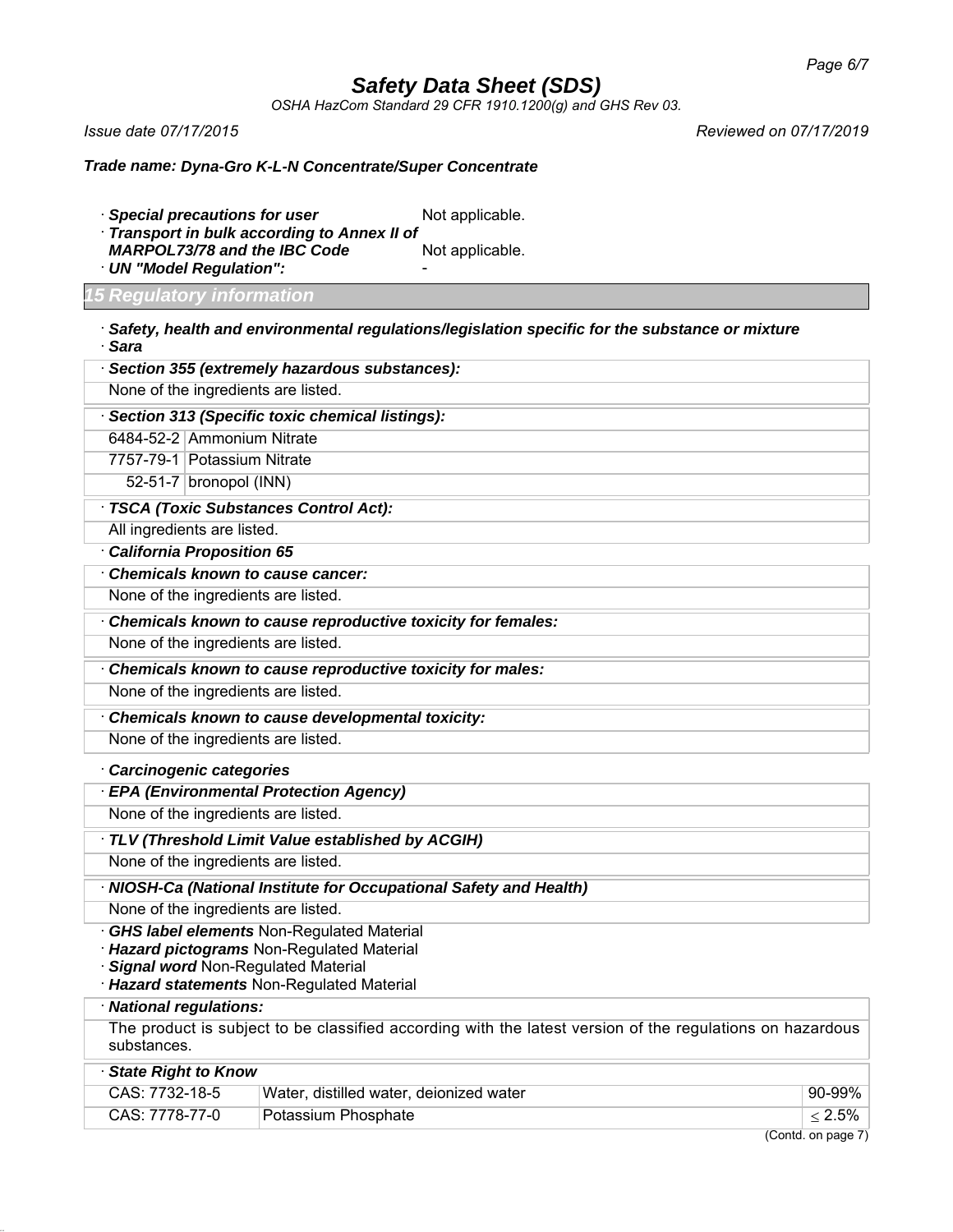· **Special precautions for user** Not applicable.

· **Transport in bulk according to Annex II of MARPOL73/78 and the IBC Code** Not applicable.

· **UN "Model Regulation":** -

## 15 Regulatory information

· ***Safety, health and environmental regulations/legislation specific for the substance or mixture***

· ***Sara***

· ***Section 355 (extremely hazardous substances):***

None of the ingredients are listed.

· ***Section 313 (Specific toxic chemical listings):***

| | |
|---|---|
| 6484-52-2 | Ammonium Nitrate |
| 7757-79-1 | Potassium Nitrate |
| 52-51-7 | bronopol (INN) |

· ***TSCA (Toxic Substances Control Act):***

All ingredients are listed.

· ***California Proposition 65***

· ***Chemicals known to cause cancer:***

None of the ingredients are listed.

· ***Chemicals known to cause reproductive toxicity for females:***

None of the ingredients are listed.

· ***Chemicals known to cause reproductive toxicity for males:***

None of the ingredients are listed.

· ***Chemicals known to cause developmental toxicity:***

None of the ingredients are listed.

· ***Carcinogenic categories***

· ***EPA (Environmental Protection Agency)***

None of the ingredients are listed.

· ***TLV (Threshold Limit Value established by ACGIH)***

None of the ingredients are listed.

· ***NIOSH-Ca (National Institute for Occupational Safety and Health)***

None of the ingredients are listed.

· ***GHS label elements*** Non-Regulated Material

· ***Hazard pictograms*** Non-Regulated Material

· ***Signal word*** Non-Regulated Material

· ***Hazard statements*** Non-Regulated Material

· ***National regulations:***

The product is subject to be classified according with the latest version of the regulations on hazardous substances.

· ***State Right to Know***

| | | |
|---|---|---|
| CAS: 7732-18-5 | Water, distilled water, deionized water | 90-99% |
| CAS: 7778-77-0 | Potassium Phosphate | ≤ 2.5% |

(Contd. on page 7)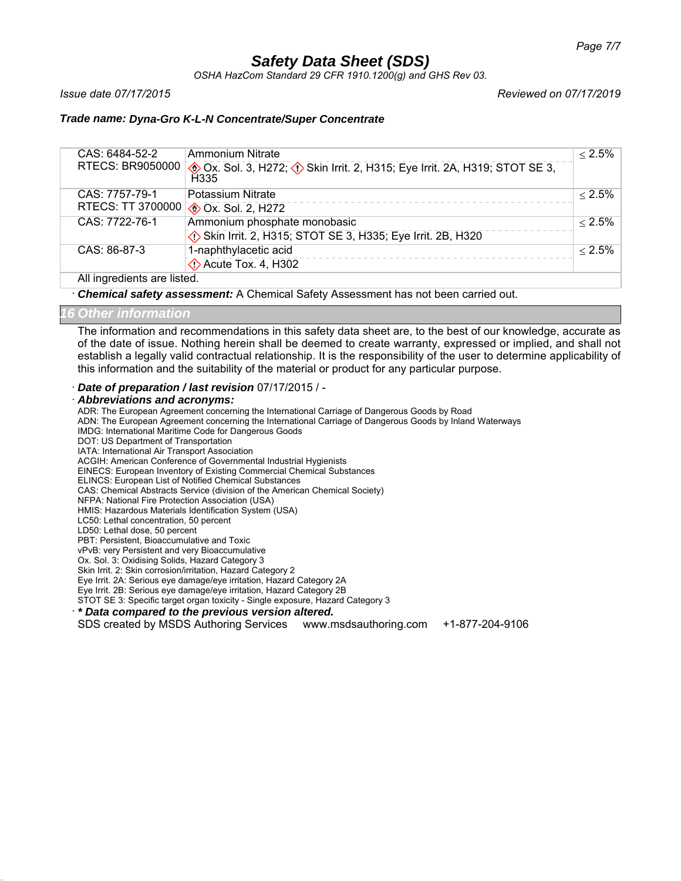# Safety Data Sheet (SDS)

*OSHA HazCom Standard 29 CFR 1910.1200(g) and GHS Rev 03.*

*Issue date 07/17/2015* *Reviewed on 07/17/2019*

***Trade name: Dyna-Gro K-L-N Concentrate/Super Concentrate***

| | | |
|---|---|---|
| CAS: 6484-52-2<br>RTECS: BR9050000 | Ammonium Nitrate<br>Ox. Sol. 3, H272; Skin Irrit. 2, H315; Eye Irrit. 2A, H319; STOT SE 3, H335 | ≤ 2.5% |
| CAS: 7757-79-1<br>RTECS: TT 3700000 | Potassium Nitrate<br>Ox. Sol. 2, H272 | ≤ 2.5% |
| CAS: 7722-76-1 | Ammonium phosphate monobasic<br>Skin Irrit. 2, H315; STOT SE 3, H335; Eye Irrit. 2B, H320 | ≤ 2.5% |
| CAS: 86-87-3 | 1-naphthylacetic acid<br>Acute Tox. 4, H302 | ≤ 2.5% |
| All ingredients are listed. | | |

· ***Chemical safety assessment:*** A Chemical Safety Assessment has not been carried out.

## 16 Other information

The information and recommendations in this safety data sheet are, to the best of our knowledge, accurate as of the date of issue. Nothing herein shall be deemed to create warranty, expressed or implied, and shall not establish a legally valid contractual relationship. It is the responsibility of the user to determine applicability of this information and the suitability of the material or product for any particular purpose.

· ***Date of preparation / last revision*** 07/17/2015 / -

· ***Abbreviations and acronyms:***

ADR: The European Agreement concerning the International Carriage of Dangerous Goods by Road
ADN: The European Agreement concerning the International Carriage of Dangerous Goods by Inland Waterways
IMDG: International Maritime Code for Dangerous Goods
DOT: US Department of Transportation
IATA: International Air Transport Association
ACGIH: American Conference of Governmental Industrial Hygienists
EINECS: European Inventory of Existing Commercial Chemical Substances
ELINCS: European List of Notified Chemical Substances
CAS: Chemical Abstracts Service (division of the American Chemical Society)
NFPA: National Fire Protection Association (USA)
HMIS: Hazardous Materials Identification System (USA)
LC50: Lethal concentration, 50 percent
LD50: Lethal dose, 50 percent
PBT: Persistent, Bioaccumulative and Toxic
vPvB: very Persistent and very Bioaccumulative
Ox. Sol. 3: Oxidising Solids, Hazard Category 3
Skin Irrit. 2: Skin corrosion/irritation, Hazard Category 2
Eye Irrit. 2A: Serious eye damage/eye irritation, Hazard Category 2A
Eye Irrit. 2B: Serious eye damage/eye irritation, Hazard Category 2B
STOT SE 3: Specific target organ toxicity - Single exposure, Hazard Category 3

· ***\* Data compared to the previous version altered.***

SDS created by MSDS Authoring Services www.msdsauthoring.com +1-877-204-9106